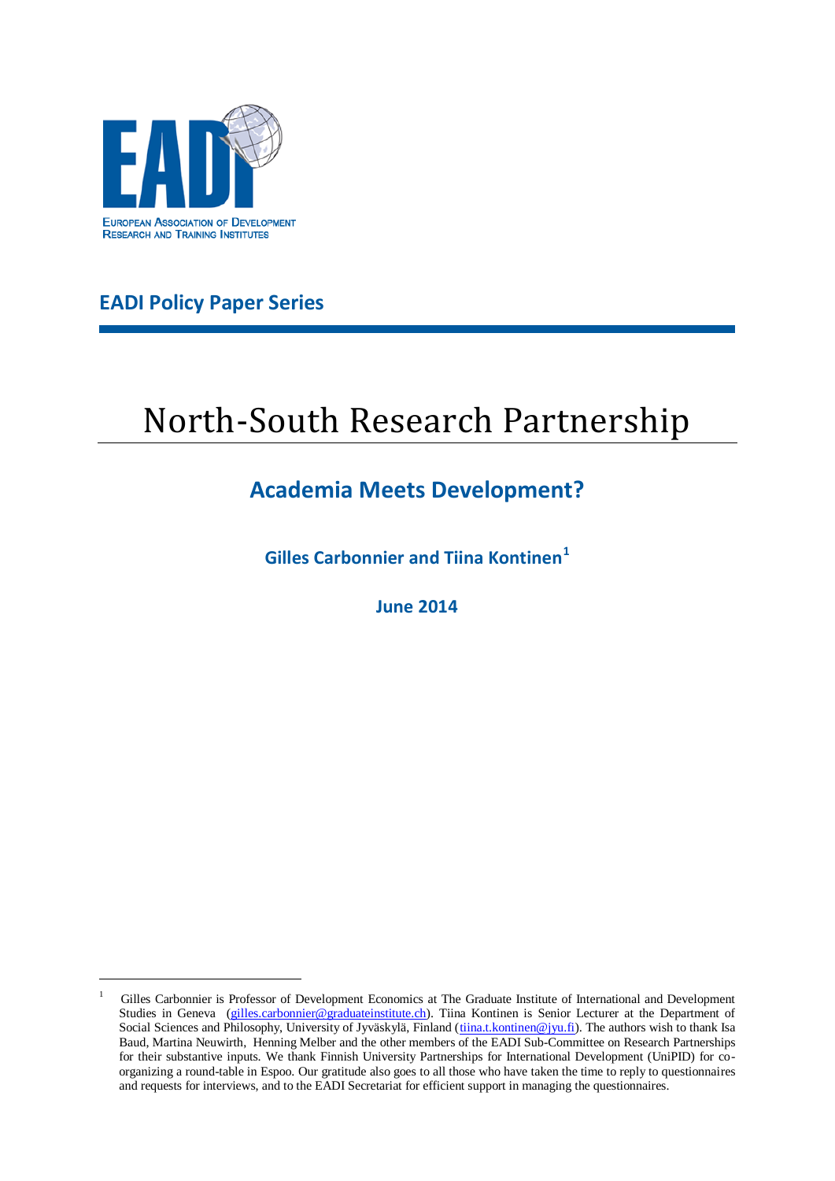EUROPEAN ASSOCIATION OF DEVELOPMENT RESEARCH AND TRAINING INSTITUTES

**EADI Policy Paper Series**

# North-South Research Partnership

## Academia Meets Development?

**Gilles Carbonnier and Tiina Kontinen[1]**

**June 2014**

---

[1] Gilles Carbonnier is Professor of Development Economics at The Graduate Institute of International and Development Studies in Geneva (gilles.carbonnier@graduateinstitute.ch). Tiina Kontinen is Senior Lecturer at the Department of Social Sciences and Philosophy, University of Jyväskylä, Finland (tiina.t.kontinen@jyu.fi). The authors wish to thank Isa Baud, Martina Neuwirth, Henning Melber and the other members of the EADI Sub-Committee on Research Partnerships for their substantive inputs. We thank Finnish University Partnerships for International Development (UniPID) for co-organizing a round-table in Espoo. Our gratitude also goes to all those who have taken the time to reply to questionnaires and requests for interviews, and to the EADI Secretariat for efficient support in managing the questionnaires.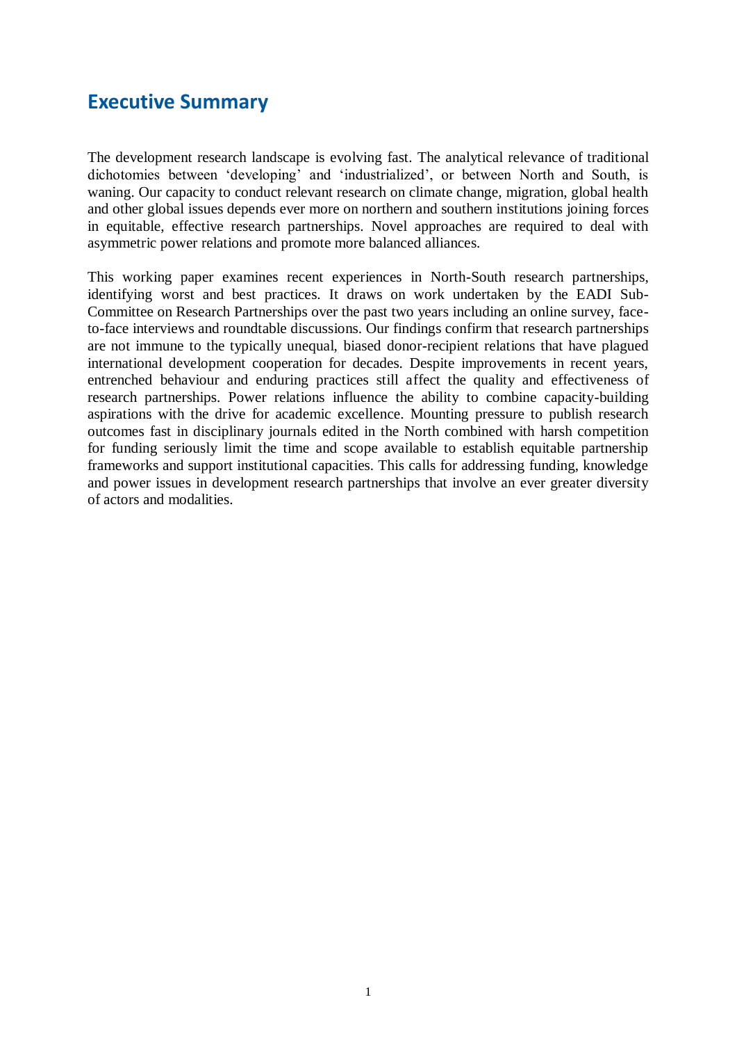## Executive Summary

The development research landscape is evolving fast. The analytical relevance of traditional dichotomies between 'developing' and 'industrialized', or between North and South, is waning. Our capacity to conduct relevant research on climate change, migration, global health and other global issues depends ever more on northern and southern institutions joining forces in equitable, effective research partnerships. Novel approaches are required to deal with asymmetric power relations and promote more balanced alliances.

This working paper examines recent experiences in North-South research partnerships, identifying worst and best practices. It draws on work undertaken by the EADI Sub-Committee on Research Partnerships over the past two years including an online survey, face-to-face interviews and roundtable discussions. Our findings confirm that research partnerships are not immune to the typically unequal, biased donor-recipient relations that have plagued international development cooperation for decades. Despite improvements in recent years, entrenched behaviour and enduring practices still affect the quality and effectiveness of research partnerships. Power relations influence the ability to combine capacity-building aspirations with the drive for academic excellence. Mounting pressure to publish research outcomes fast in disciplinary journals edited in the North combined with harsh competition for funding seriously limit the time and scope available to establish equitable partnership frameworks and support institutional capacities. This calls for addressing funding, knowledge and power issues in development research partnerships that involve an ever greater diversity of actors and modalities.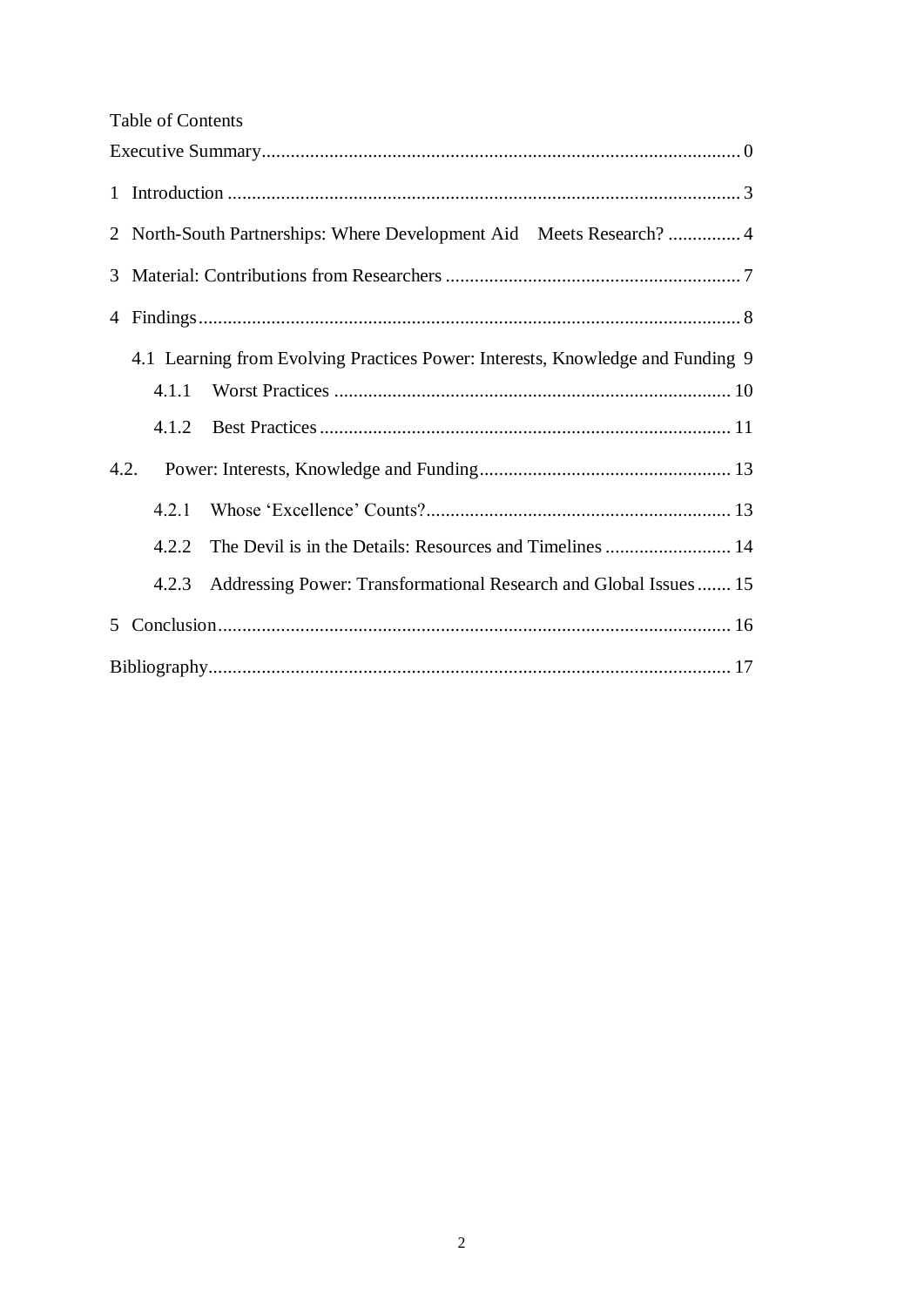Table of Contents

Executive Summary .................................................................................................. 0

1 Introduction ......................................................................................................... 3

2 North-South Partnerships: Where Development Aid Meets Research? ............... 4

3 Material: Contributions from Researchers ............................................................ 7

4 Findings ............................................................................................................... 8

4.1 Learning from Evolving Practices Power: Interests, Knowledge and Funding 9

4.1.1 Worst Practices ............................................................................... 10

4.1.2 Best Practices ................................................................................. 11

4.2. Power: Interests, Knowledge and Funding ..................................................... 13

4.2.1 Whose 'Excellence' Counts? ............................................................... 13

4.2.2 The Devil is in the Details: Resources and Timelines .......................... 14

4.2.3 Addressing Power: Transformational Research and Global Issues ....... 15

5 Conclusion .......................................................................................................... 16

Bibliography ........................................................................................................... 17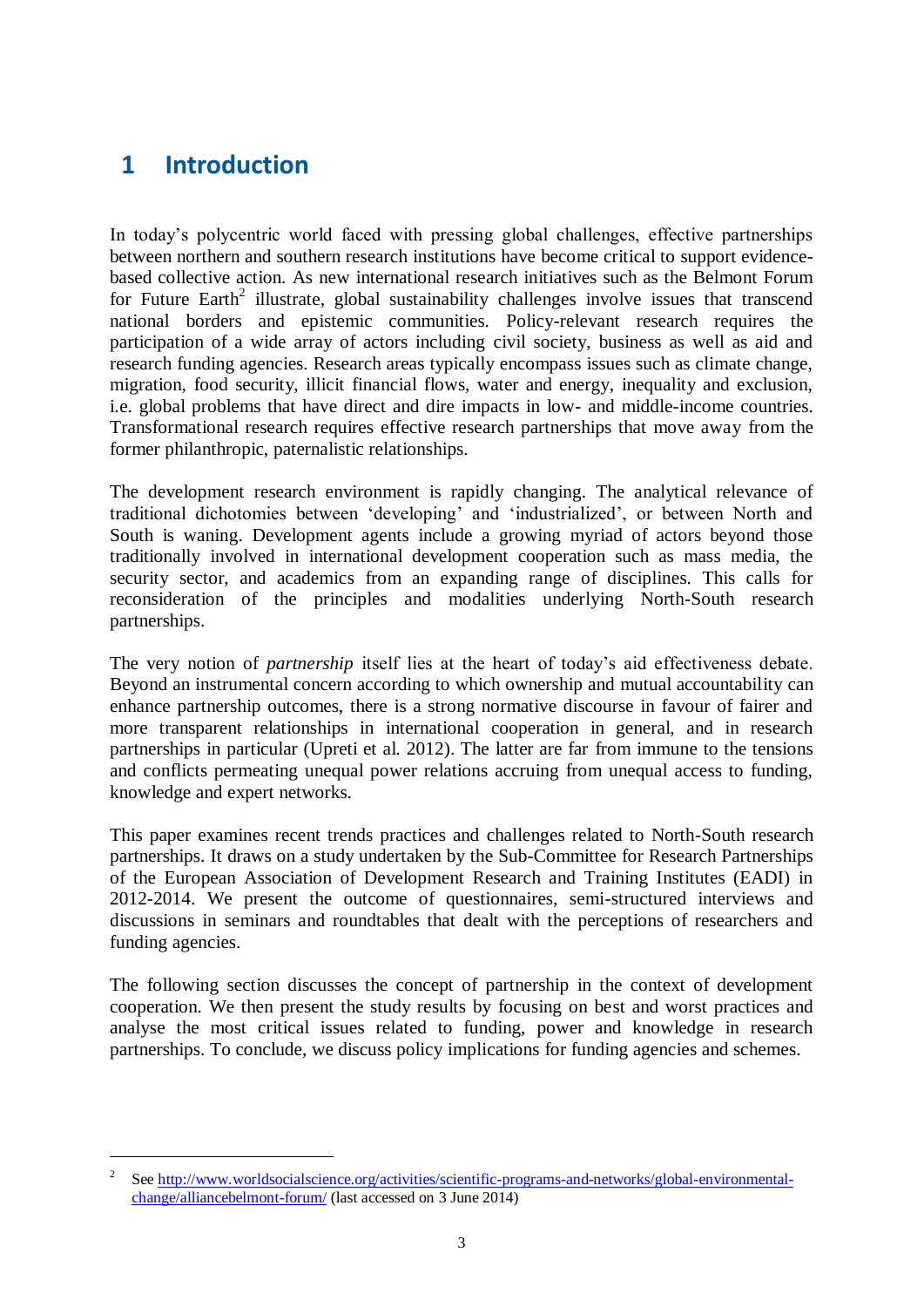# 1 Introduction

In today's polycentric world faced with pressing global challenges, effective partnerships between northern and southern research institutions have become critical to support evidence-based collective action. As new international research initiatives such as the Belmont Forum for Future Earth[2] illustrate, global sustainability challenges involve issues that transcend national borders and epistemic communities. Policy-relevant research requires the participation of a wide array of actors including civil society, business as well as aid and research funding agencies. Research areas typically encompass issues such as climate change, migration, food security, illicit financial flows, water and energy, inequality and exclusion, i.e. global problems that have direct and dire impacts in low- and middle-income countries. Transformational research requires effective research partnerships that move away from the former philanthropic, paternalistic relationships.

The development research environment is rapidly changing. The analytical relevance of traditional dichotomies between 'developing' and 'industrialized', or between North and South is waning. Development agents include a growing myriad of actors beyond those traditionally involved in international development cooperation such as mass media, the security sector, and academics from an expanding range of disciplines. This calls for reconsideration of the principles and modalities underlying North-South research partnerships.

The very notion of *partnership* itself lies at the heart of today's aid effectiveness debate. Beyond an instrumental concern according to which ownership and mutual accountability can enhance partnership outcomes, there is a strong normative discourse in favour of fairer and more transparent relationships in international cooperation in general, and in research partnerships in particular (Upreti et al. 2012). The latter are far from immune to the tensions and conflicts permeating unequal power relations accruing from unequal access to funding, knowledge and expert networks.

This paper examines recent trends practices and challenges related to North-South research partnerships. It draws on a study undertaken by the Sub-Committee for Research Partnerships of the European Association of Development Research and Training Institutes (EADI) in 2012-2014. We present the outcome of questionnaires, semi-structured interviews and discussions in seminars and roundtables that dealt with the perceptions of researchers and funding agencies.

The following section discusses the concept of partnership in the context of development cooperation. We then present the study results by focusing on best and worst practices and analyse the most critical issues related to funding, power and knowledge in research partnerships. To conclude, we discuss policy implications for funding agencies and schemes.

[2] See http://www.worldsocialscience.org/activities/scientific-programs-and-networks/global-environmental-change/alliancebelmont-forum/ (last accessed on 3 June 2014)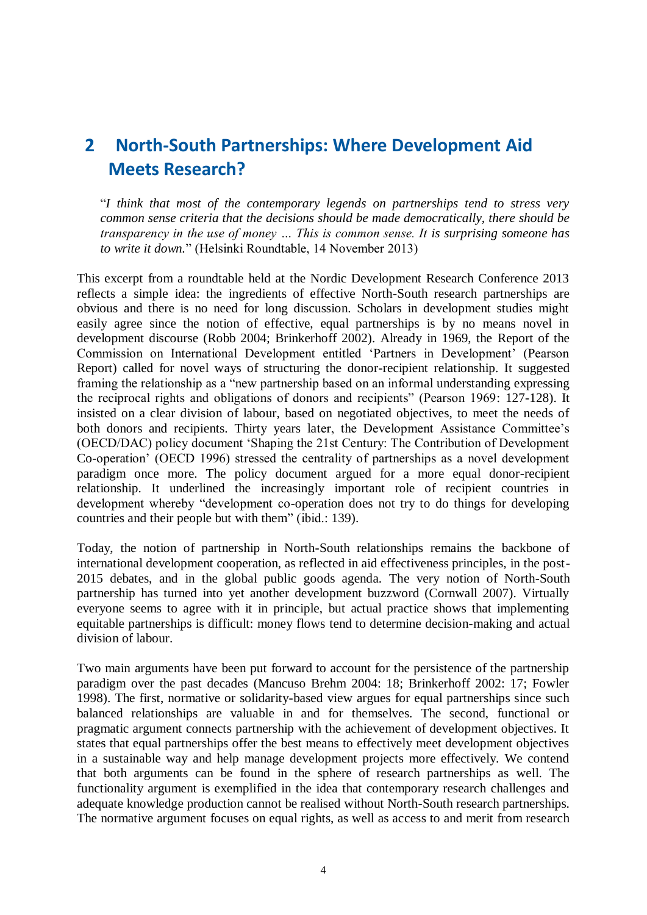# 2 North-South Partnerships: Where Development Aid Meets Research?

> "*I think that most of the contemporary legends on partnerships tend to stress very common sense criteria that the decisions should be made democratically, there should be transparency in the use of money … This is common sense. It is surprising someone has to write it down.*" (Helsinki Roundtable, 14 November 2013)

This excerpt from a roundtable held at the Nordic Development Research Conference 2013 reflects a simple idea: the ingredients of effective North-South research partnerships are obvious and there is no need for long discussion. Scholars in development studies might easily agree since the notion of effective, equal partnerships is by no means novel in development discourse (Robb 2004; Brinkerhoff 2002). Already in 1969, the Report of the Commission on International Development entitled 'Partners in Development' (Pearson Report) called for novel ways of structuring the donor-recipient relationship. It suggested framing the relationship as a "new partnership based on an informal understanding expressing the reciprocal rights and obligations of donors and recipients" (Pearson 1969: 127-128). It insisted on a clear division of labour, based on negotiated objectives, to meet the needs of both donors and recipients. Thirty years later, the Development Assistance Committee's (OECD/DAC) policy document 'Shaping the 21st Century: The Contribution of Development Co-operation' (OECD 1996) stressed the centrality of partnerships as a novel development paradigm once more. The policy document argued for a more equal donor-recipient relationship. It underlined the increasingly important role of recipient countries in development whereby "development co-operation does not try to do things for developing countries and their people but with them" (ibid.: 139).

Today, the notion of partnership in North-South relationships remains the backbone of international development cooperation, as reflected in aid effectiveness principles, in the post-2015 debates, and in the global public goods agenda. The very notion of North-South partnership has turned into yet another development buzzword (Cornwall 2007). Virtually everyone seems to agree with it in principle, but actual practice shows that implementing equitable partnerships is difficult: money flows tend to determine decision-making and actual division of labour.

Two main arguments have been put forward to account for the persistence of the partnership paradigm over the past decades (Mancuso Brehm 2004: 18; Brinkerhoff 2002: 17; Fowler 1998). The first, normative or solidarity-based view argues for equal partnerships since such balanced relationships are valuable in and for themselves. The second, functional or pragmatic argument connects partnership with the achievement of development objectives. It states that equal partnerships offer the best means to effectively meet development objectives in a sustainable way and help manage development projects more effectively. We contend that both arguments can be found in the sphere of research partnerships as well. The functionality argument is exemplified in the idea that contemporary research challenges and adequate knowledge production cannot be realised without North-South research partnerships. The normative argument focuses on equal rights, as well as access to and merit from research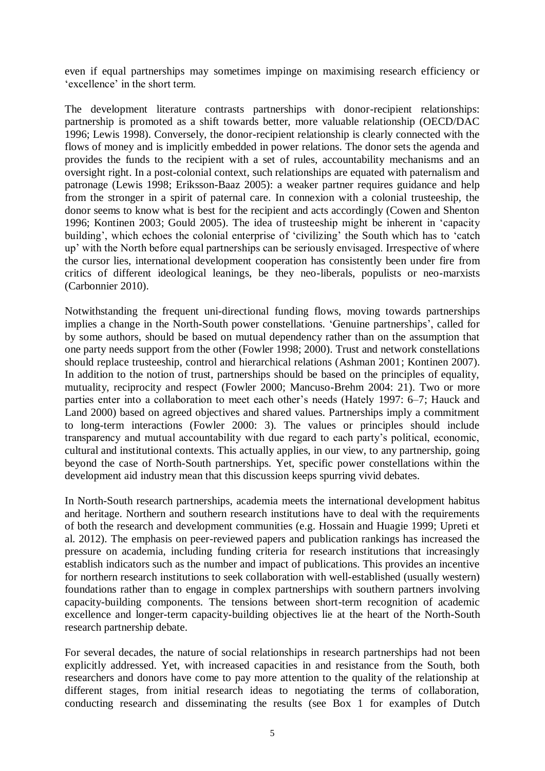even if equal partnerships may sometimes impinge on maximising research efficiency or 'excellence' in the short term.

The development literature contrasts partnerships with donor-recipient relationships: partnership is promoted as a shift towards better, more valuable relationship (OECD/DAC 1996; Lewis 1998). Conversely, the donor-recipient relationship is clearly connected with the flows of money and is implicitly embedded in power relations. The donor sets the agenda and provides the funds to the recipient with a set of rules, accountability mechanisms and an oversight right. In a post-colonial context, such relationships are equated with paternalism and patronage (Lewis 1998; Eriksson-Baaz 2005): a weaker partner requires guidance and help from the stronger in a spirit of paternal care. In connexion with a colonial trusteeship, the donor seems to know what is best for the recipient and acts accordingly (Cowen and Shenton 1996; Kontinen 2003; Gould 2005). The idea of trusteeship might be inherent in 'capacity building', which echoes the colonial enterprise of 'civilizing' the South which has to 'catch up' with the North before equal partnerships can be seriously envisaged. Irrespective of where the cursor lies, international development cooperation has consistently been under fire from critics of different ideological leanings, be they neo-liberals, populists or neo-marxists (Carbonnier 2010).

Notwithstanding the frequent uni-directional funding flows, moving towards partnerships implies a change in the North-South power constellations. 'Genuine partnerships', called for by some authors, should be based on mutual dependency rather than on the assumption that one party needs support from the other (Fowler 1998; 2000). Trust and network constellations should replace trusteeship, control and hierarchical relations (Ashman 2001; Kontinen 2007). In addition to the notion of trust, partnerships should be based on the principles of equality, mutuality, reciprocity and respect (Fowler 2000; Mancuso-Brehm 2004: 21). Two or more parties enter into a collaboration to meet each other's needs (Hately 1997: 6–7; Hauck and Land 2000) based on agreed objectives and shared values. Partnerships imply a commitment to long-term interactions (Fowler 2000: 3). The values or principles should include transparency and mutual accountability with due regard to each party's political, economic, cultural and institutional contexts. This actually applies, in our view, to any partnership, going beyond the case of North-South partnerships. Yet, specific power constellations within the development aid industry mean that this discussion keeps spurring vivid debates.

In North-South research partnerships, academia meets the international development habitus and heritage. Northern and southern research institutions have to deal with the requirements of both the research and development communities (e.g. Hossain and Huagie 1999; Upreti et al. 2012). The emphasis on peer-reviewed papers and publication rankings has increased the pressure on academia, including funding criteria for research institutions that increasingly establish indicators such as the number and impact of publications. This provides an incentive for northern research institutions to seek collaboration with well-established (usually western) foundations rather than to engage in complex partnerships with southern partners involving capacity-building components. The tensions between short-term recognition of academic excellence and longer-term capacity-building objectives lie at the heart of the North-South research partnership debate.

For several decades, the nature of social relationships in research partnerships had not been explicitly addressed. Yet, with increased capacities in and resistance from the South, both researchers and donors have come to pay more attention to the quality of the relationship at different stages, from initial research ideas to negotiating the terms of collaboration, conducting research and disseminating the results (see Box 1 for examples of Dutch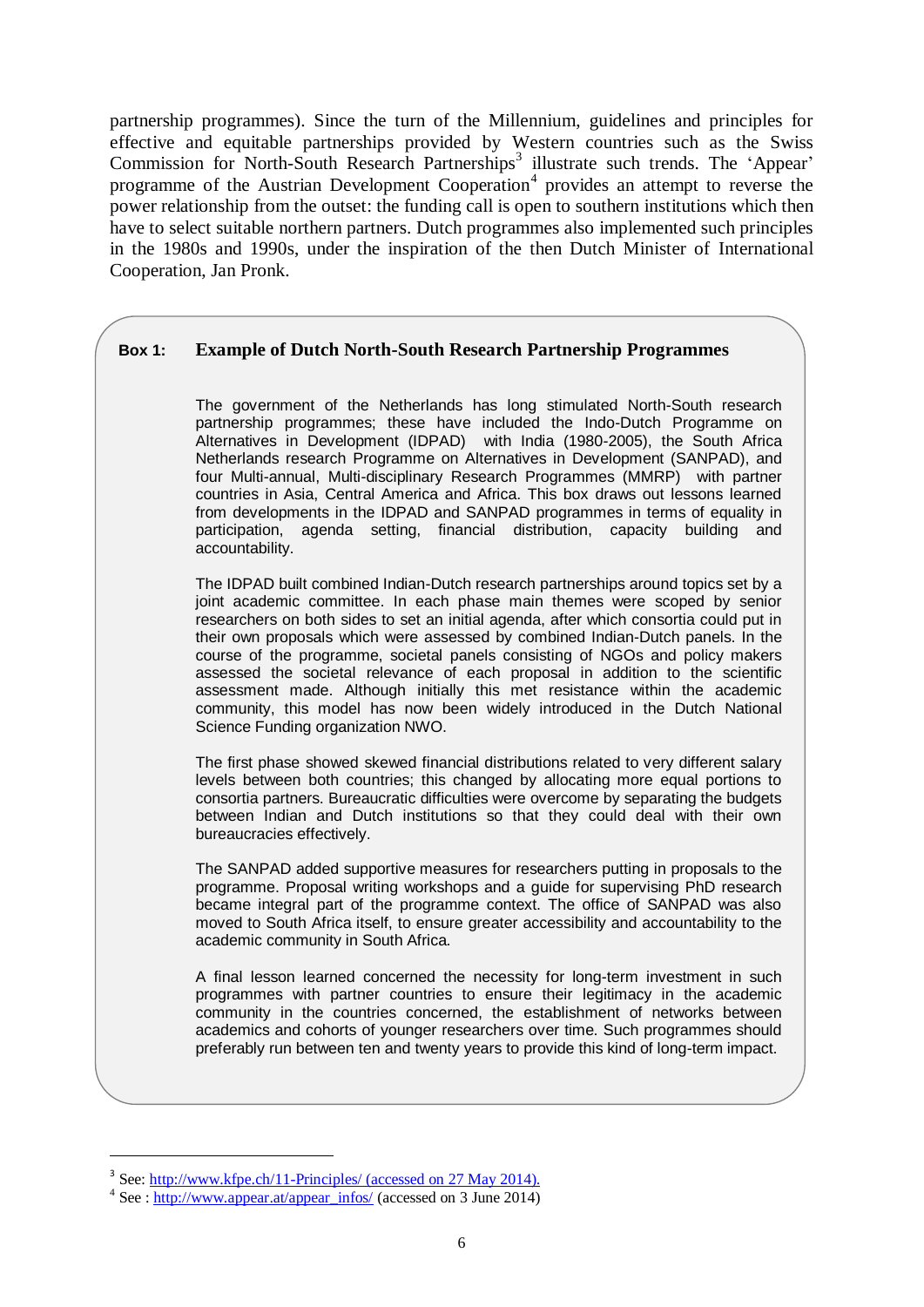partnership programmes). Since the turn of the Millennium, guidelines and principles for effective and equitable partnerships provided by Western countries such as the Swiss Commission for North-South Research Partnerships[3] illustrate such trends. The 'Appear' programme of the Austrian Development Cooperation[4] provides an attempt to reverse the power relationship from the outset: the funding call is open to southern institutions which then have to select suitable northern partners. Dutch programmes also implemented such principles in the 1980s and 1990s, under the inspiration of the then Dutch Minister of International Cooperation, Jan Pronk.

**Box 1: Example of Dutch North-South Research Partnership Programmes**

The government of the Netherlands has long stimulated North-South research partnership programmes; these have included the Indo-Dutch Programme on Alternatives in Development (IDPAD) with India (1980-2005), the South Africa Netherlands research Programme on Alternatives in Development (SANPAD), and four Multi-annual, Multi-disciplinary Research Programmes (MMRP) with partner countries in Asia, Central America and Africa. This box draws out lessons learned from developments in the IDPAD and SANPAD programmes in terms of equality in participation, agenda setting, financial distribution, capacity building and accountability.

The IDPAD built combined Indian-Dutch research partnerships around topics set by a joint academic committee. In each phase main themes were scoped by senior researchers on both sides to set an initial agenda, after which consortia could put in their own proposals which were assessed by combined Indian-Dutch panels. In the course of the programme, societal panels consisting of NGOs and policy makers assessed the societal relevance of each proposal in addition to the scientific assessment made. Although initially this met resistance within the academic community, this model has now been widely introduced in the Dutch National Science Funding organization NWO.

The first phase showed skewed financial distributions related to very different salary levels between both countries; this changed by allocating more equal portions to consortia partners. Bureaucratic difficulties were overcome by separating the budgets between Indian and Dutch institutions so that they could deal with their own bureaucracies effectively.

The SANPAD added supportive measures for researchers putting in proposals to the programme. Proposal writing workshops and a guide for supervising PhD research became integral part of the programme context. The office of SANPAD was also moved to South Africa itself, to ensure greater accessibility and accountability to the academic community in South Africa.

A final lesson learned concerned the necessity for long-term investment in such programmes with partner countries to ensure their legitimacy in the academic community in the countries concerned, the establishment of networks between academics and cohorts of younger researchers over time. Such programmes should preferably run between ten and twenty years to provide this kind of long-term impact.

---

[3] See: http://www.kfpe.ch/11-Principles/ (accessed on 27 May 2014).

[4] See : http://www.appear.at/appear_infos/ (accessed on 3 June 2014)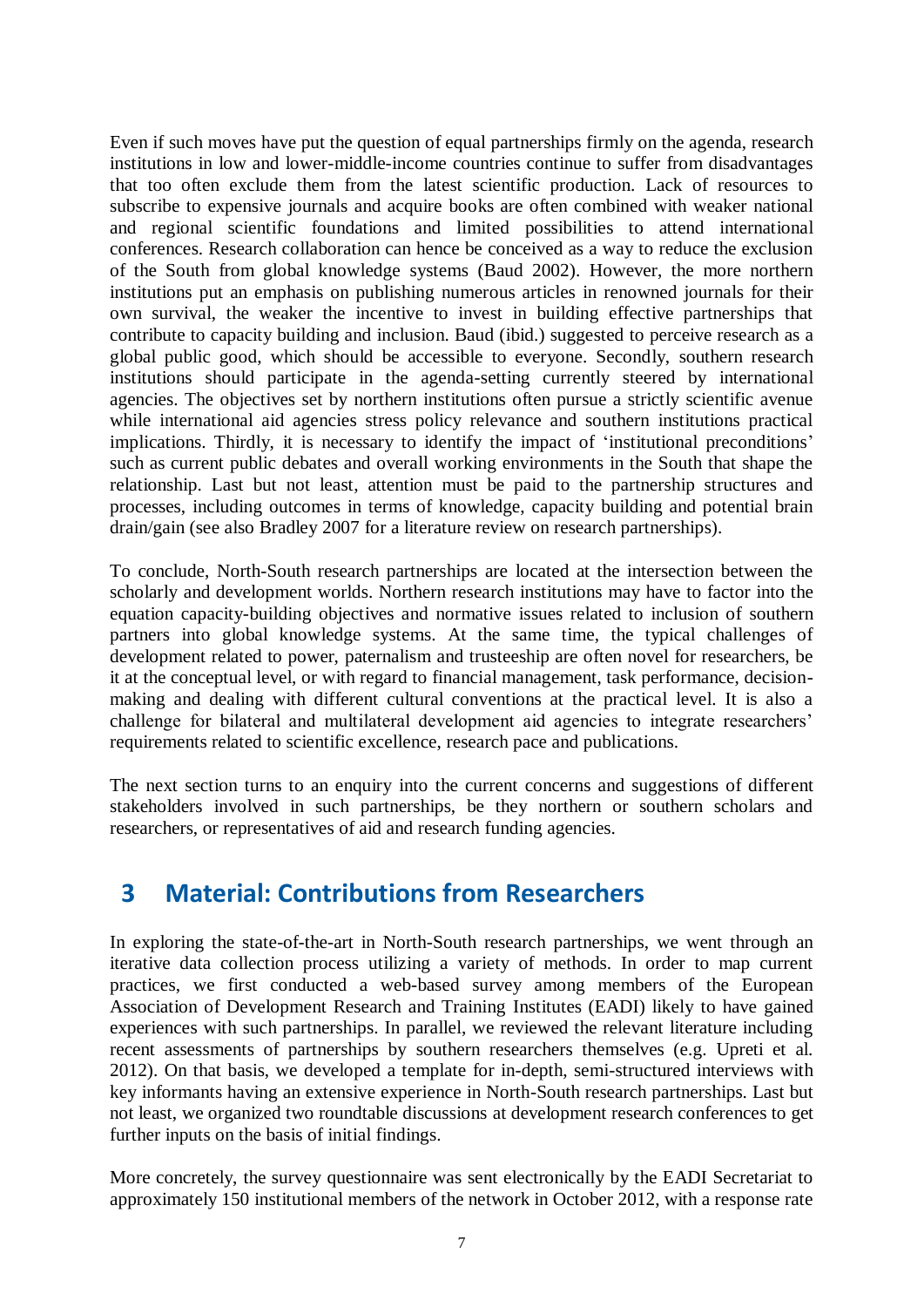Even if such moves have put the question of equal partnerships firmly on the agenda, research institutions in low and lower-middle-income countries continue to suffer from disadvantages that too often exclude them from the latest scientific production. Lack of resources to subscribe to expensive journals and acquire books are often combined with weaker national and regional scientific foundations and limited possibilities to attend international conferences. Research collaboration can hence be conceived as a way to reduce the exclusion of the South from global knowledge systems (Baud 2002). However, the more northern institutions put an emphasis on publishing numerous articles in renowned journals for their own survival, the weaker the incentive to invest in building effective partnerships that contribute to capacity building and inclusion. Baud (ibid.) suggested to perceive research as a global public good, which should be accessible to everyone. Secondly, southern research institutions should participate in the agenda-setting currently steered by international agencies. The objectives set by northern institutions often pursue a strictly scientific avenue while international aid agencies stress policy relevance and southern institutions practical implications. Thirdly, it is necessary to identify the impact of 'institutional preconditions' such as current public debates and overall working environments in the South that shape the relationship. Last but not least, attention must be paid to the partnership structures and processes, including outcomes in terms of knowledge, capacity building and potential brain drain/gain (see also Bradley 2007 for a literature review on research partnerships).

To conclude, North-South research partnerships are located at the intersection between the scholarly and development worlds. Northern research institutions may have to factor into the equation capacity-building objectives and normative issues related to inclusion of southern partners into global knowledge systems. At the same time, the typical challenges of development related to power, paternalism and trusteeship are often novel for researchers, be it at the conceptual level, or with regard to financial management, task performance, decision-making and dealing with different cultural conventions at the practical level. It is also a challenge for bilateral and multilateral development aid agencies to integrate researchers' requirements related to scientific excellence, research pace and publications.

The next section turns to an enquiry into the current concerns and suggestions of different stakeholders involved in such partnerships, be they northern or southern scholars and researchers, or representatives of aid and research funding agencies.

# 3 Material: Contributions from Researchers

In exploring the state-of-the-art in North-South research partnerships, we went through an iterative data collection process utilizing a variety of methods. In order to map current practices, we first conducted a web-based survey among members of the European Association of Development Research and Training Institutes (EADI) likely to have gained experiences with such partnerships. In parallel, we reviewed the relevant literature including recent assessments of partnerships by southern researchers themselves (e.g. Upreti et al. 2012). On that basis, we developed a template for in-depth, semi-structured interviews with key informants having an extensive experience in North-South research partnerships. Last but not least, we organized two roundtable discussions at development research conferences to get further inputs on the basis of initial findings.

More concretely, the survey questionnaire was sent electronically by the EADI Secretariat to approximately 150 institutional members of the network in October 2012, with a response rate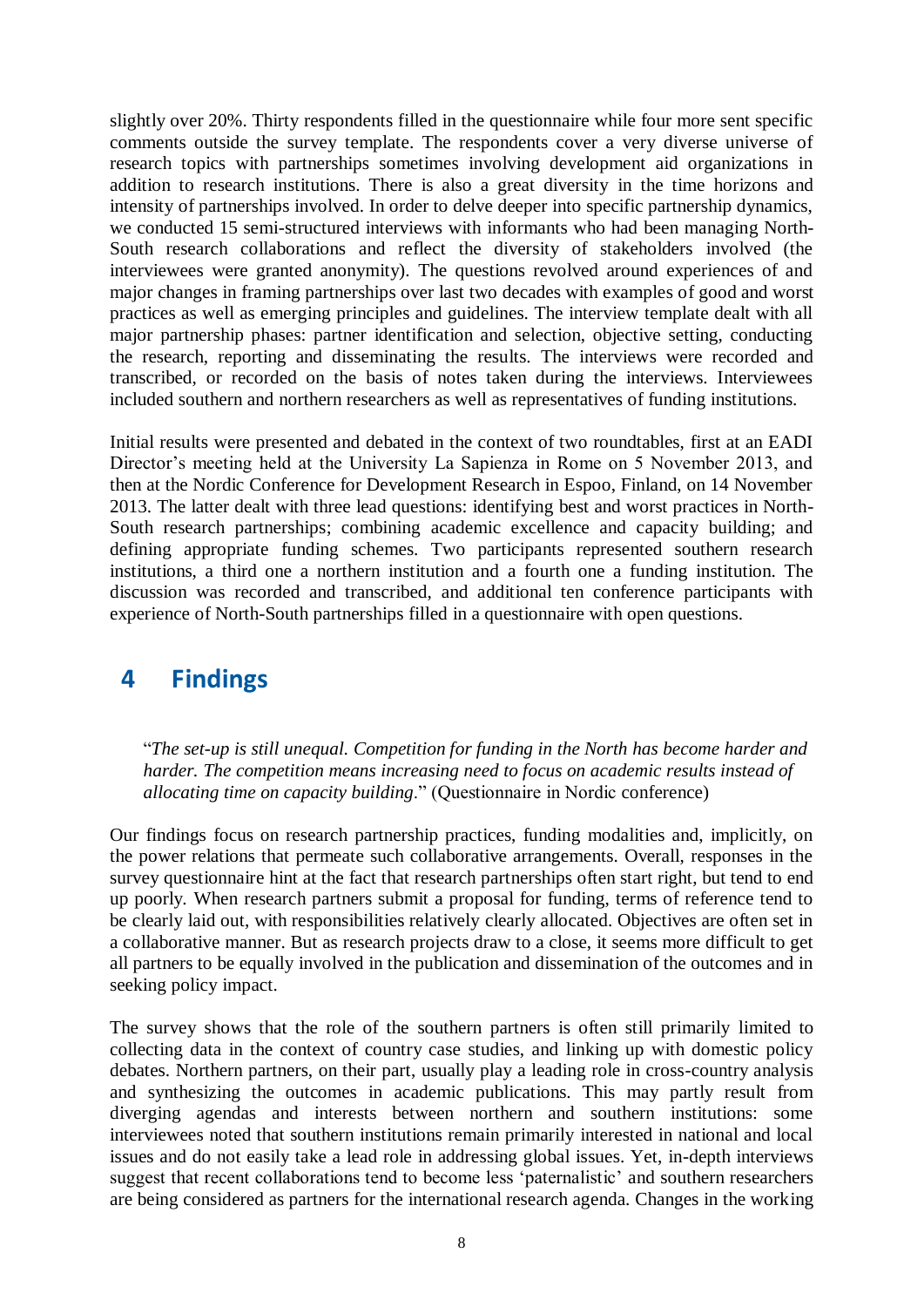slightly over 20%. Thirty respondents filled in the questionnaire while four more sent specific comments outside the survey template. The respondents cover a very diverse universe of research topics with partnerships sometimes involving development aid organizations in addition to research institutions. There is also a great diversity in the time horizons and intensity of partnerships involved. In order to delve deeper into specific partnership dynamics, we conducted 15 semi-structured interviews with informants who had been managing North-South research collaborations and reflect the diversity of stakeholders involved (the interviewees were granted anonymity). The questions revolved around experiences of and major changes in framing partnerships over last two decades with examples of good and worst practices as well as emerging principles and guidelines. The interview template dealt with all major partnership phases: partner identification and selection, objective setting, conducting the research, reporting and disseminating the results. The interviews were recorded and transcribed, or recorded on the basis of notes taken during the interviews. Interviewees included southern and northern researchers as well as representatives of funding institutions.

Initial results were presented and debated in the context of two roundtables, first at an EADI Director's meeting held at the University La Sapienza in Rome on 5 November 2013, and then at the Nordic Conference for Development Research in Espoo, Finland, on 14 November 2013. The latter dealt with three lead questions: identifying best and worst practices in North-South research partnerships; combining academic excellence and capacity building; and defining appropriate funding schemes. Two participants represented southern research institutions, a third one a northern institution and a fourth one a funding institution. The discussion was recorded and transcribed, and additional ten conference participants with experience of North-South partnerships filled in a questionnaire with open questions.

# 4 Findings

> "*The set-up is still unequal. Competition for funding in the North has become harder and harder. The competition means increasing need to focus on academic results instead of allocating time on capacity building.*" (Questionnaire in Nordic conference)

Our findings focus on research partnership practices, funding modalities and, implicitly, on the power relations that permeate such collaborative arrangements. Overall, responses in the survey questionnaire hint at the fact that research partnerships often start right, but tend to end up poorly. When research partners submit a proposal for funding, terms of reference tend to be clearly laid out, with responsibilities relatively clearly allocated. Objectives are often set in a collaborative manner. But as research projects draw to a close, it seems more difficult to get all partners to be equally involved in the publication and dissemination of the outcomes and in seeking policy impact.

The survey shows that the role of the southern partners is often still primarily limited to collecting data in the context of country case studies, and linking up with domestic policy debates. Northern partners, on their part, usually play a leading role in cross-country analysis and synthesizing the outcomes in academic publications. This may partly result from diverging agendas and interests between northern and southern institutions: some interviewees noted that southern institutions remain primarily interested in national and local issues and do not easily take a lead role in addressing global issues. Yet, in-depth interviews suggest that recent collaborations tend to become less 'paternalistic' and southern researchers are being considered as partners for the international research agenda. Changes in the working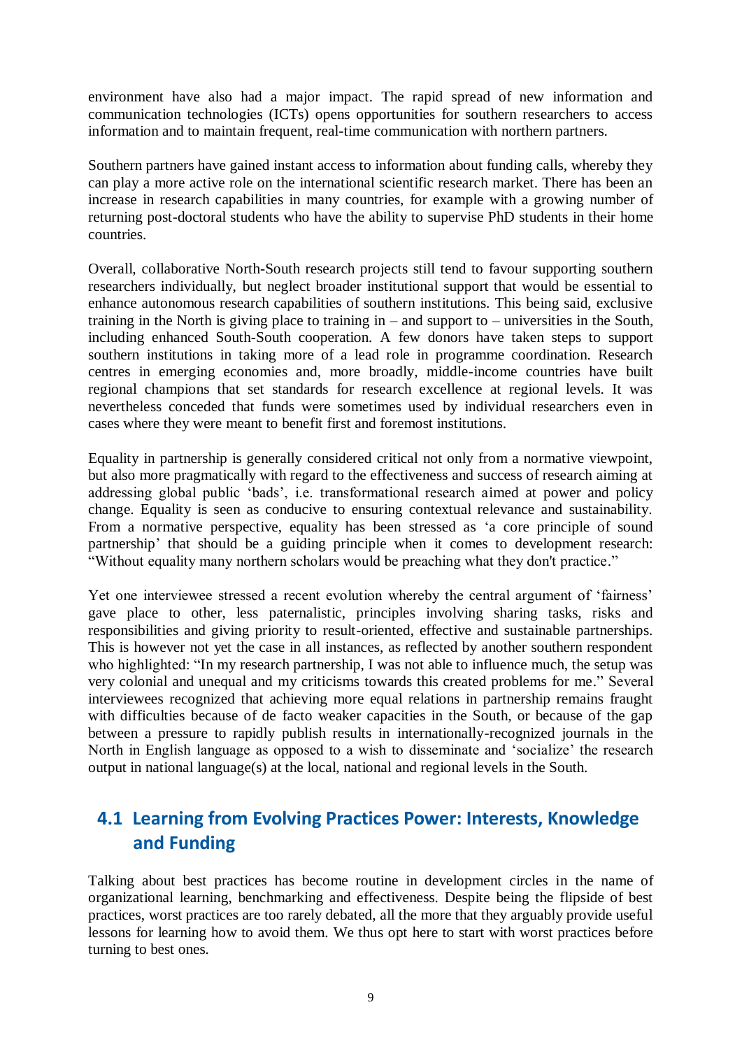environment have also had a major impact. The rapid spread of new information and communication technologies (ICTs) opens opportunities for southern researchers to access information and to maintain frequent, real-time communication with northern partners.

Southern partners have gained instant access to information about funding calls, whereby they can play a more active role on the international scientific research market. There has been an increase in research capabilities in many countries, for example with a growing number of returning post-doctoral students who have the ability to supervise PhD students in their home countries.

Overall, collaborative North-South research projects still tend to favour supporting southern researchers individually, but neglect broader institutional support that would be essential to enhance autonomous research capabilities of southern institutions. This being said, exclusive training in the North is giving place to training in – and support to – universities in the South, including enhanced South-South cooperation. A few donors have taken steps to support southern institutions in taking more of a lead role in programme coordination. Research centres in emerging economies and, more broadly, middle-income countries have built regional champions that set standards for research excellence at regional levels. It was nevertheless conceded that funds were sometimes used by individual researchers even in cases where they were meant to benefit first and foremost institutions.

Equality in partnership is generally considered critical not only from a normative viewpoint, but also more pragmatically with regard to the effectiveness and success of research aiming at addressing global public 'bads', i.e. transformational research aimed at power and policy change. Equality is seen as conducive to ensuring contextual relevance and sustainability. From a normative perspective, equality has been stressed as 'a core principle of sound partnership' that should be a guiding principle when it comes to development research: "Without equality many northern scholars would be preaching what they don't practice."

Yet one interviewee stressed a recent evolution whereby the central argument of 'fairness' gave place to other, less paternalistic, principles involving sharing tasks, risks and responsibilities and giving priority to result-oriented, effective and sustainable partnerships. This is however not yet the case in all instances, as reflected by another southern respondent who highlighted: "In my research partnership, I was not able to influence much, the setup was very colonial and unequal and my criticisms towards this created problems for me." Several interviewees recognized that achieving more equal relations in partnership remains fraught with difficulties because of de facto weaker capacities in the South, or because of the gap between a pressure to rapidly publish results in internationally-recognized journals in the North in English language as opposed to a wish to disseminate and 'socialize' the research output in national language(s) at the local, national and regional levels in the South.

## 4.1 Learning from Evolving Practices Power: Interests, Knowledge and Funding

Talking about best practices has become routine in development circles in the name of organizational learning, benchmarking and effectiveness. Despite being the flipside of best practices, worst practices are too rarely debated, all the more that they arguably provide useful lessons for learning how to avoid them. We thus opt here to start with worst practices before turning to best ones.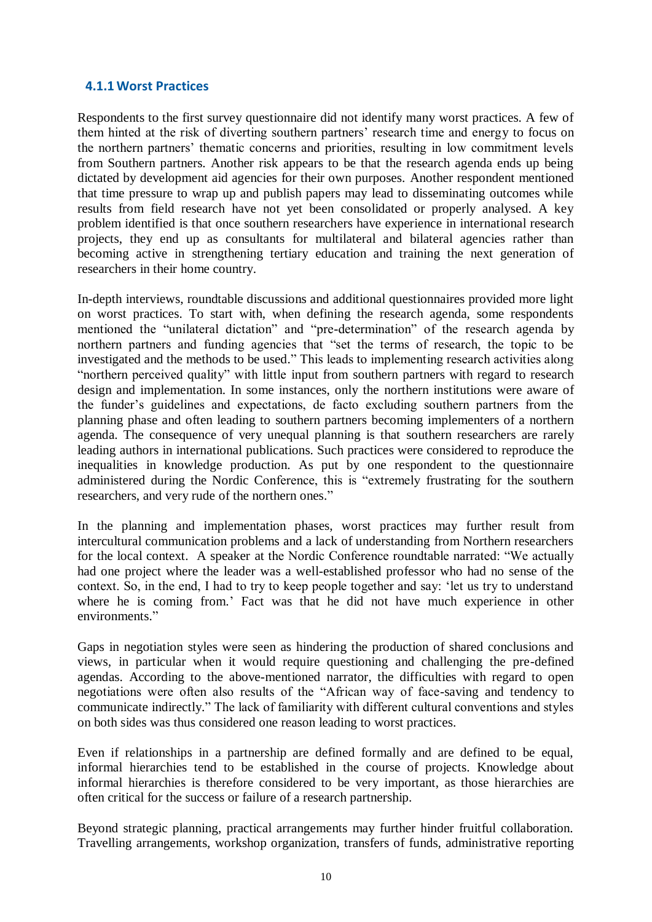### 4.1.1 Worst Practices

Respondents to the first survey questionnaire did not identify many worst practices. A few of them hinted at the risk of diverting southern partners' research time and energy to focus on the northern partners' thematic concerns and priorities, resulting in low commitment levels from Southern partners. Another risk appears to be that the research agenda ends up being dictated by development aid agencies for their own purposes. Another respondent mentioned that time pressure to wrap up and publish papers may lead to disseminating outcomes while results from field research have not yet been consolidated or properly analysed. A key problem identified is that once southern researchers have experience in international research projects, they end up as consultants for multilateral and bilateral agencies rather than becoming active in strengthening tertiary education and training the next generation of researchers in their home country.

In-depth interviews, roundtable discussions and additional questionnaires provided more light on worst practices. To start with, when defining the research agenda, some respondents mentioned the "unilateral dictation" and "pre-determination" of the research agenda by northern partners and funding agencies that "set the terms of research, the topic to be investigated and the methods to be used." This leads to implementing research activities along "northern perceived quality" with little input from southern partners with regard to research design and implementation. In some instances, only the northern institutions were aware of the funder's guidelines and expectations, de facto excluding southern partners from the planning phase and often leading to southern partners becoming implementers of a northern agenda. The consequence of very unequal planning is that southern researchers are rarely leading authors in international publications. Such practices were considered to reproduce the inequalities in knowledge production. As put by one respondent to the questionnaire administered during the Nordic Conference, this is "extremely frustrating for the southern researchers, and very rude of the northern ones."

In the planning and implementation phases, worst practices may further result from intercultural communication problems and a lack of understanding from Northern researchers for the local context. A speaker at the Nordic Conference roundtable narrated: "We actually had one project where the leader was a well-established professor who had no sense of the context. So, in the end, I had to try to keep people together and say: 'let us try to understand where he is coming from.' Fact was that he did not have much experience in other environments."

Gaps in negotiation styles were seen as hindering the production of shared conclusions and views, in particular when it would require questioning and challenging the pre-defined agendas. According to the above-mentioned narrator, the difficulties with regard to open negotiations were often also results of the "African way of face-saving and tendency to communicate indirectly." The lack of familiarity with different cultural conventions and styles on both sides was thus considered one reason leading to worst practices.

Even if relationships in a partnership are defined formally and are defined to be equal, informal hierarchies tend to be established in the course of projects. Knowledge about informal hierarchies is therefore considered to be very important, as those hierarchies are often critical for the success or failure of a research partnership.

Beyond strategic planning, practical arrangements may further hinder fruitful collaboration. Travelling arrangements, workshop organization, transfers of funds, administrative reporting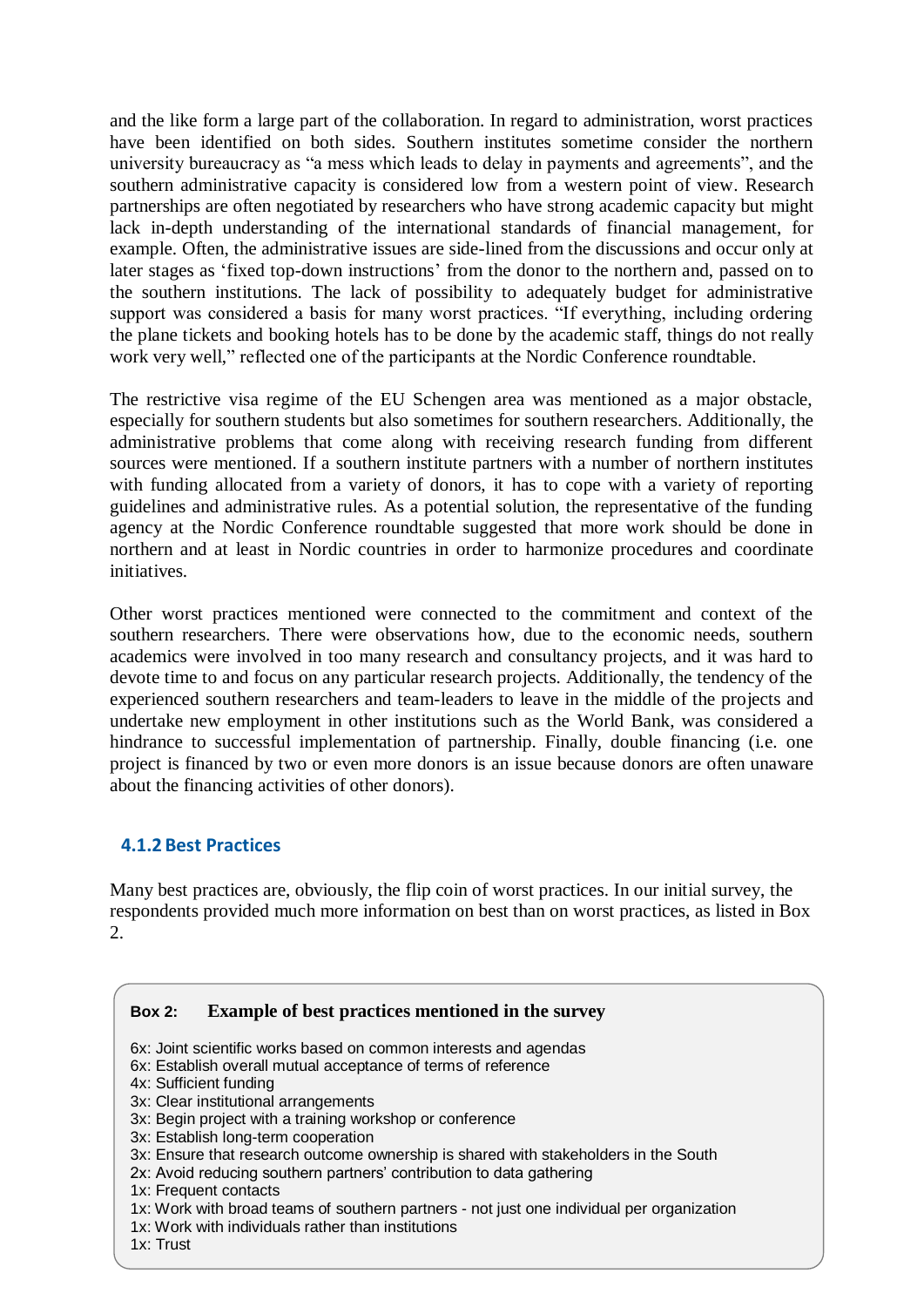and the like form a large part of the collaboration. In regard to administration, worst practices have been identified on both sides. Southern institutes sometime consider the northern university bureaucracy as "a mess which leads to delay in payments and agreements", and the southern administrative capacity is considered low from a western point of view. Research partnerships are often negotiated by researchers who have strong academic capacity but might lack in-depth understanding of the international standards of financial management, for example. Often, the administrative issues are side-lined from the discussions and occur only at later stages as 'fixed top-down instructions' from the donor to the northern and, passed on to the southern institutions. The lack of possibility to adequately budget for administrative support was considered a basis for many worst practices. "If everything, including ordering the plane tickets and booking hotels has to be done by the academic staff, things do not really work very well," reflected one of the participants at the Nordic Conference roundtable.

The restrictive visa regime of the EU Schengen area was mentioned as a major obstacle, especially for southern students but also sometimes for southern researchers. Additionally, the administrative problems that come along with receiving research funding from different sources were mentioned. If a southern institute partners with a number of northern institutes with funding allocated from a variety of donors, it has to cope with a variety of reporting guidelines and administrative rules. As a potential solution, the representative of the funding agency at the Nordic Conference roundtable suggested that more work should be done in northern and at least in Nordic countries in order to harmonize procedures and coordinate initiatives.

Other worst practices mentioned were connected to the commitment and context of the southern researchers. There were observations how, due to the economic needs, southern academics were involved in too many research and consultancy projects, and it was hard to devote time to and focus on any particular research projects. Additionally, the tendency of the experienced southern researchers and team-leaders to leave in the middle of the projects and undertake new employment in other institutions such as the World Bank, was considered a hindrance to successful implementation of partnership. Finally, double financing (i.e. one project is financed by two or even more donors is an issue because donors are often unaware about the financing activities of other donors).

### 4.1.2 Best Practices

Many best practices are, obviously, the flip coin of worst practices. In our initial survey, the respondents provided much more information on best than on worst practices, as listed in Box 2.

**Box 2: Example of best practices mentioned in the survey**

6x: Joint scientific works based on common interests and agendas
6x: Establish overall mutual acceptance of terms of reference
4x: Sufficient funding
3x: Clear institutional arrangements
3x: Begin project with a training workshop or conference
3x: Establish long-term cooperation
3x: Ensure that research outcome ownership is shared with stakeholders in the South
2x: Avoid reducing southern partners' contribution to data gathering
1x: Frequent contacts
1x: Work with broad teams of southern partners - not just one individual per organization
1x: Work with individuals rather than institutions
1x: Trust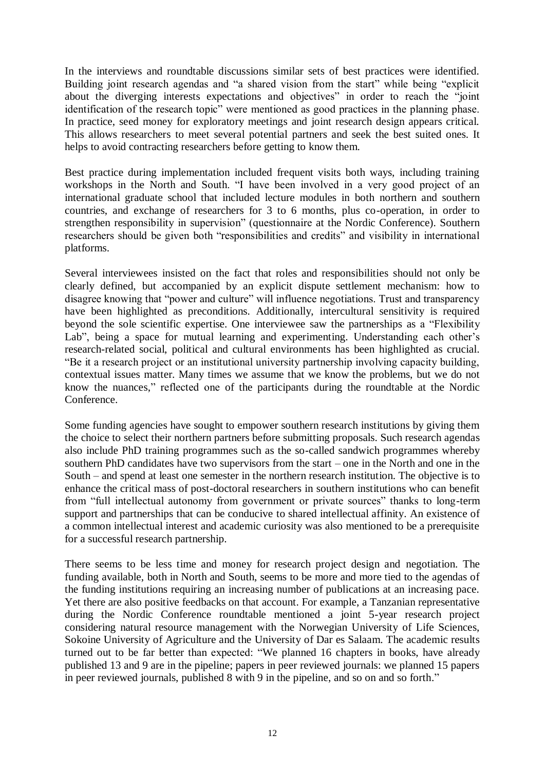In the interviews and roundtable discussions similar sets of best practices were identified. Building joint research agendas and "a shared vision from the start" while being "explicit about the diverging interests expectations and objectives" in order to reach the "joint identification of the research topic" were mentioned as good practices in the planning phase. In practice, seed money for exploratory meetings and joint research design appears critical. This allows researchers to meet several potential partners and seek the best suited ones. It helps to avoid contracting researchers before getting to know them.

Best practice during implementation included frequent visits both ways, including training workshops in the North and South. "I have been involved in a very good project of an international graduate school that included lecture modules in both northern and southern countries, and exchange of researchers for 3 to 6 months, plus co-operation, in order to strengthen responsibility in supervision" (questionnaire at the Nordic Conference). Southern researchers should be given both "responsibilities and credits" and visibility in international platforms.

Several interviewees insisted on the fact that roles and responsibilities should not only be clearly defined, but accompanied by an explicit dispute settlement mechanism: how to disagree knowing that "power and culture" will influence negotiations. Trust and transparency have been highlighted as preconditions. Additionally, intercultural sensitivity is required beyond the sole scientific expertise. One interviewee saw the partnerships as a "Flexibility Lab", being a space for mutual learning and experimenting. Understanding each other's research-related social, political and cultural environments has been highlighted as crucial. "Be it a research project or an institutional university partnership involving capacity building, contextual issues matter. Many times we assume that we know the problems, but we do not know the nuances," reflected one of the participants during the roundtable at the Nordic Conference.

Some funding agencies have sought to empower southern research institutions by giving them the choice to select their northern partners before submitting proposals. Such research agendas also include PhD training programmes such as the so-called sandwich programmes whereby southern PhD candidates have two supervisors from the start – one in the North and one in the South – and spend at least one semester in the northern research institution. The objective is to enhance the critical mass of post-doctoral researchers in southern institutions who can benefit from "full intellectual autonomy from government or private sources" thanks to long-term support and partnerships that can be conducive to shared intellectual affinity. An existence of a common intellectual interest and academic curiosity was also mentioned to be a prerequisite for a successful research partnership.

There seems to be less time and money for research project design and negotiation. The funding available, both in North and South, seems to be more and more tied to the agendas of the funding institutions requiring an increasing number of publications at an increasing pace. Yet there are also positive feedbacks on that account. For example, a Tanzanian representative during the Nordic Conference roundtable mentioned a joint 5-year research project considering natural resource management with the Norwegian University of Life Sciences, Sokoine University of Agriculture and the University of Dar es Salaam. The academic results turned out to be far better than expected: "We planned 16 chapters in books, have already published 13 and 9 are in the pipeline; papers in peer reviewed journals: we planned 15 papers in peer reviewed journals, published 8 with 9 in the pipeline, and so on and so forth."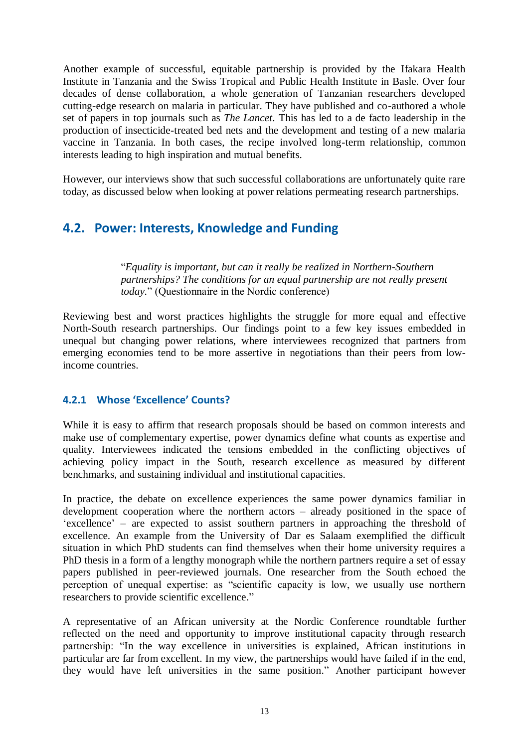Another example of successful, equitable partnership is provided by the Ifakara Health Institute in Tanzania and the Swiss Tropical and Public Health Institute in Basle. Over four decades of dense collaboration, a whole generation of Tanzanian researchers developed cutting-edge research on malaria in particular. They have published and co-authored a whole set of papers in top journals such as *The Lancet*. This has led to a de facto leadership in the production of insecticide-treated bed nets and the development and testing of a new malaria vaccine in Tanzania. In both cases, the recipe involved long-term relationship, common interests leading to high inspiration and mutual benefits.

However, our interviews show that such successful collaborations are unfortunately quite rare today, as discussed below when looking at power relations permeating research partnerships.

## 4.2. Power: Interests, Knowledge and Funding

> "*Equality is important, but can it really be realized in Northern-Southern partnerships? The conditions for an equal partnership are not really present today.*" (Questionnaire in the Nordic conference)

Reviewing best and worst practices highlights the struggle for more equal and effective North-South research partnerships. Our findings point to a few key issues embedded in unequal but changing power relations, where interviewees recognized that partners from emerging economies tend to be more assertive in negotiations than their peers from low-income countries.

### 4.2.1 Whose 'Excellence' Counts?

While it is easy to affirm that research proposals should be based on common interests and make use of complementary expertise, power dynamics define what counts as expertise and quality. Interviewees indicated the tensions embedded in the conflicting objectives of achieving policy impact in the South, research excellence as measured by different benchmarks, and sustaining individual and institutional capacities.

In practice, the debate on excellence experiences the same power dynamics familiar in development cooperation where the northern actors – already positioned in the space of 'excellence' – are expected to assist southern partners in approaching the threshold of excellence. An example from the University of Dar es Salaam exemplified the difficult situation in which PhD students can find themselves when their home university requires a PhD thesis in a form of a lengthy monograph while the northern partners require a set of essay papers published in peer-reviewed journals. One researcher from the South echoed the perception of unequal expertise: as "scientific capacity is low, we usually use northern researchers to provide scientific excellence."

A representative of an African university at the Nordic Conference roundtable further reflected on the need and opportunity to improve institutional capacity through research partnership: "In the way excellence in universities is explained, African institutions in particular are far from excellent. In my view, the partnerships would have failed if in the end, they would have left universities in the same position." Another participant however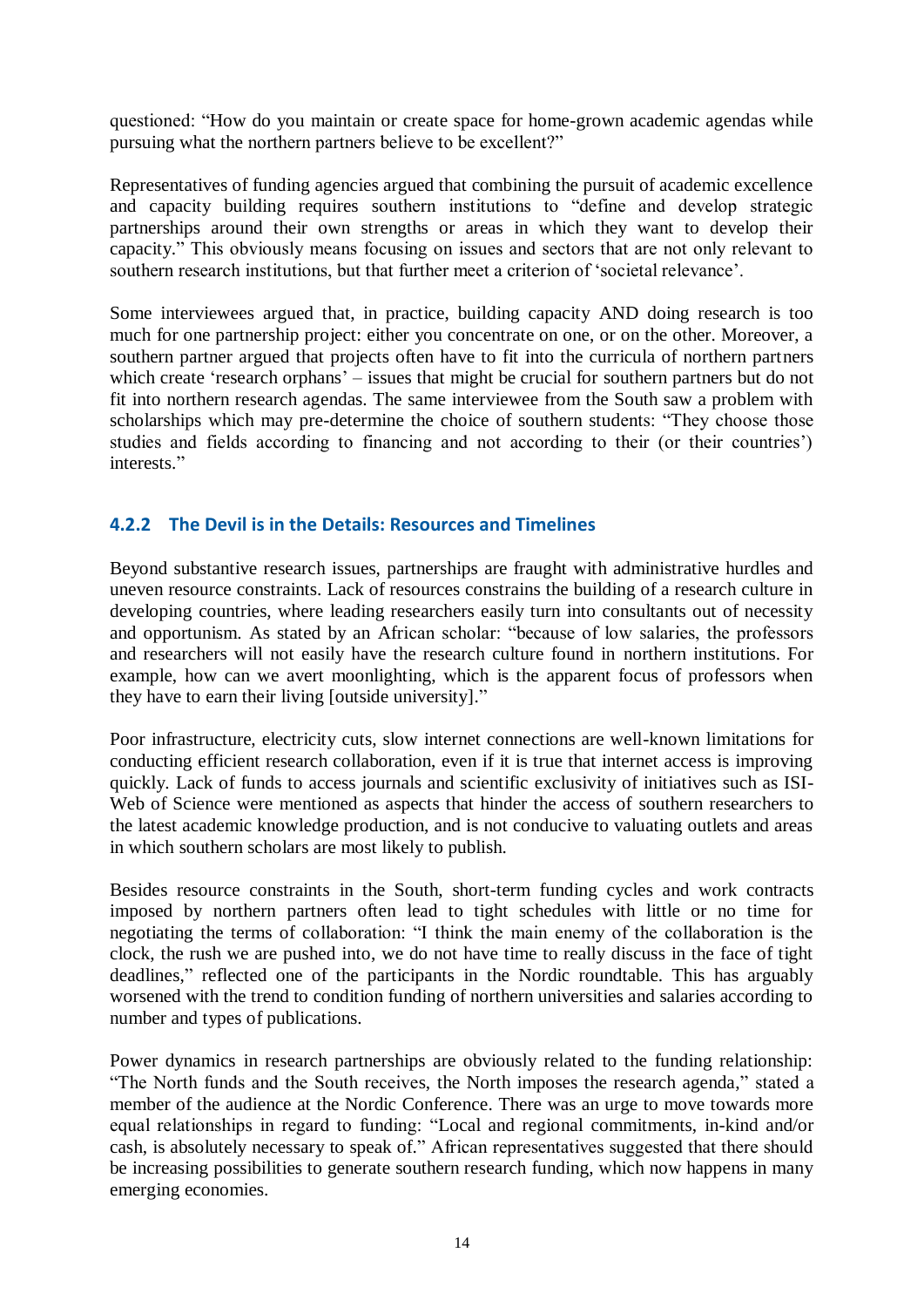questioned: “How do you maintain or create space for home-grown academic agendas while pursuing what the northern partners believe to be excellent?”

Representatives of funding agencies argued that combining the pursuit of academic excellence and capacity building requires southern institutions to “define and develop strategic partnerships around their own strengths or areas in which they want to develop their capacity.” This obviously means focusing on issues and sectors that are not only relevant to southern research institutions, but that further meet a criterion of ‘societal relevance’.

Some interviewees argued that, in practice, building capacity AND doing research is too much for one partnership project: either you concentrate on one, or on the other. Moreover, a southern partner argued that projects often have to fit into the curricula of northern partners which create ‘research orphans’ – issues that might be crucial for southern partners but do not fit into northern research agendas. The same interviewee from the South saw a problem with scholarships which may pre-determine the choice of southern students: “They choose those studies and fields according to financing and not according to their (or their countries’) interests.”

### 4.2.2 The Devil is in the Details: Resources and Timelines

Beyond substantive research issues, partnerships are fraught with administrative hurdles and uneven resource constraints. Lack of resources constrains the building of a research culture in developing countries, where leading researchers easily turn into consultants out of necessity and opportunism. As stated by an African scholar: “because of low salaries, the professors and researchers will not easily have the research culture found in northern institutions. For example, how can we avert moonlighting, which is the apparent focus of professors when they have to earn their living [outside university].”

Poor infrastructure, electricity cuts, slow internet connections are well-known limitations for conducting efficient research collaboration, even if it is true that internet access is improving quickly. Lack of funds to access journals and scientific exclusivity of initiatives such as ISI-Web of Science were mentioned as aspects that hinder the access of southern researchers to the latest academic knowledge production, and is not conducive to valuating outlets and areas in which southern scholars are most likely to publish.

Besides resource constraints in the South, short-term funding cycles and work contracts imposed by northern partners often lead to tight schedules with little or no time for negotiating the terms of collaboration: “I think the main enemy of the collaboration is the clock, the rush we are pushed into, we do not have time to really discuss in the face of tight deadlines,” reflected one of the participants in the Nordic roundtable. This has arguably worsened with the trend to condition funding of northern universities and salaries according to number and types of publications.

Power dynamics in research partnerships are obviously related to the funding relationship: “The North funds and the South receives, the North imposes the research agenda,” stated a member of the audience at the Nordic Conference. There was an urge to move towards more equal relationships in regard to funding: “Local and regional commitments, in-kind and/or cash, is absolutely necessary to speak of.” African representatives suggested that there should be increasing possibilities to generate southern research funding, which now happens in many emerging economies.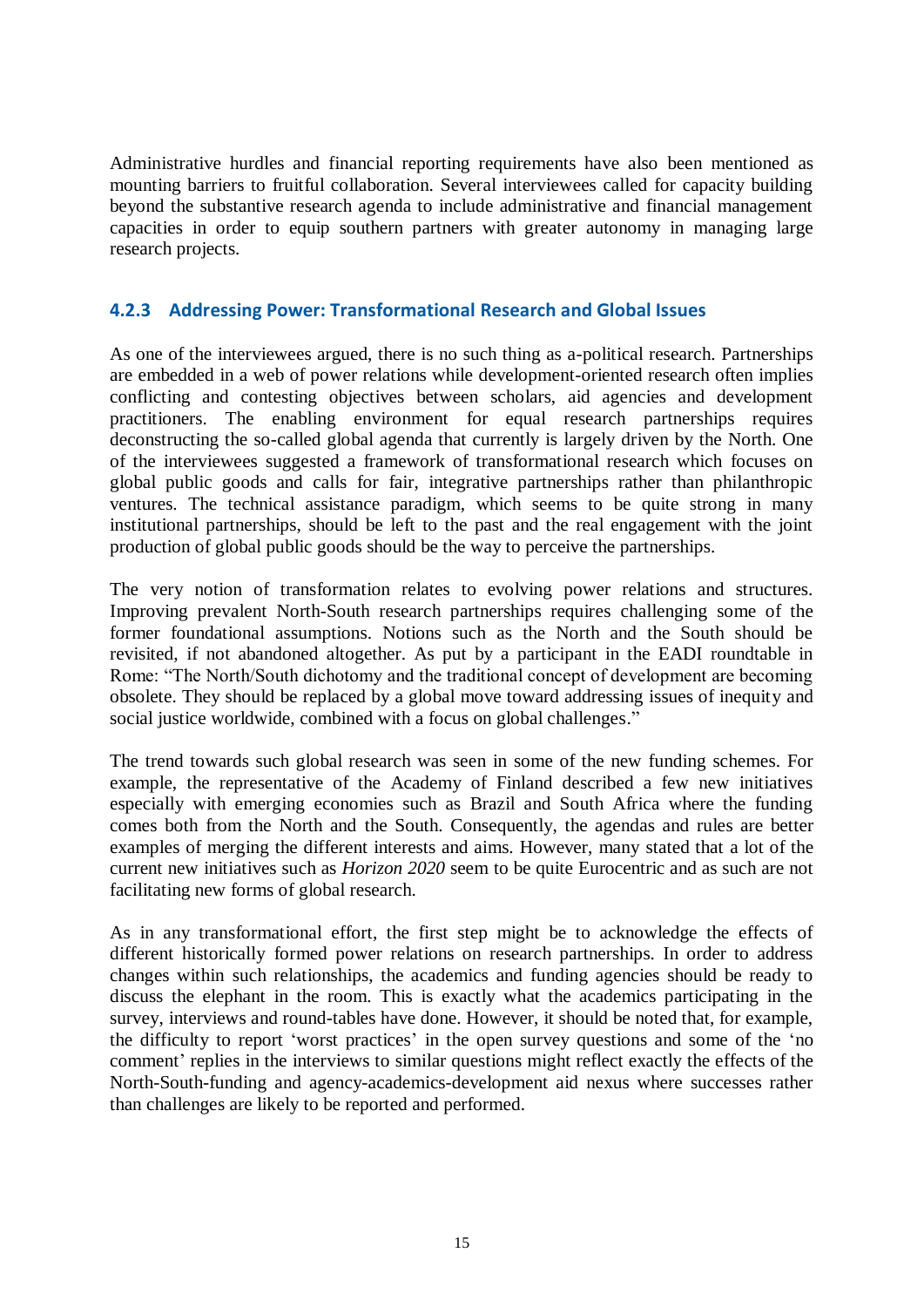Administrative hurdles and financial reporting requirements have also been mentioned as mounting barriers to fruitful collaboration. Several interviewees called for capacity building beyond the substantive research agenda to include administrative and financial management capacities in order to equip southern partners with greater autonomy in managing large research projects.

### 4.2.3 Addressing Power: Transformational Research and Global Issues

As one of the interviewees argued, there is no such thing as a-political research. Partnerships are embedded in a web of power relations while development-oriented research often implies conflicting and contesting objectives between scholars, aid agencies and development practitioners. The enabling environment for equal research partnerships requires deconstructing the so-called global agenda that currently is largely driven by the North. One of the interviewees suggested a framework of transformational research which focuses on global public goods and calls for fair, integrative partnerships rather than philanthropic ventures. The technical assistance paradigm, which seems to be quite strong in many institutional partnerships, should be left to the past and the real engagement with the joint production of global public goods should be the way to perceive the partnerships.

The very notion of transformation relates to evolving power relations and structures. Improving prevalent North-South research partnerships requires challenging some of the former foundational assumptions. Notions such as the North and the South should be revisited, if not abandoned altogether. As put by a participant in the EADI roundtable in Rome: "The North/South dichotomy and the traditional concept of development are becoming obsolete. They should be replaced by a global move toward addressing issues of inequity and social justice worldwide, combined with a focus on global challenges."

The trend towards such global research was seen in some of the new funding schemes. For example, the representative of the Academy of Finland described a few new initiatives especially with emerging economies such as Brazil and South Africa where the funding comes both from the North and the South. Consequently, the agendas and rules are better examples of merging the different interests and aims. However, many stated that a lot of the current new initiatives such as *Horizon 2020* seem to be quite Eurocentric and as such are not facilitating new forms of global research.

As in any transformational effort, the first step might be to acknowledge the effects of different historically formed power relations on research partnerships. In order to address changes within such relationships, the academics and funding agencies should be ready to discuss the elephant in the room. This is exactly what the academics participating in the survey, interviews and round-tables have done. However, it should be noted that, for example, the difficulty to report 'worst practices' in the open survey questions and some of the 'no comment' replies in the interviews to similar questions might reflect exactly the effects of the North-South-funding and agency-academics-development aid nexus where successes rather than challenges are likely to be reported and performed.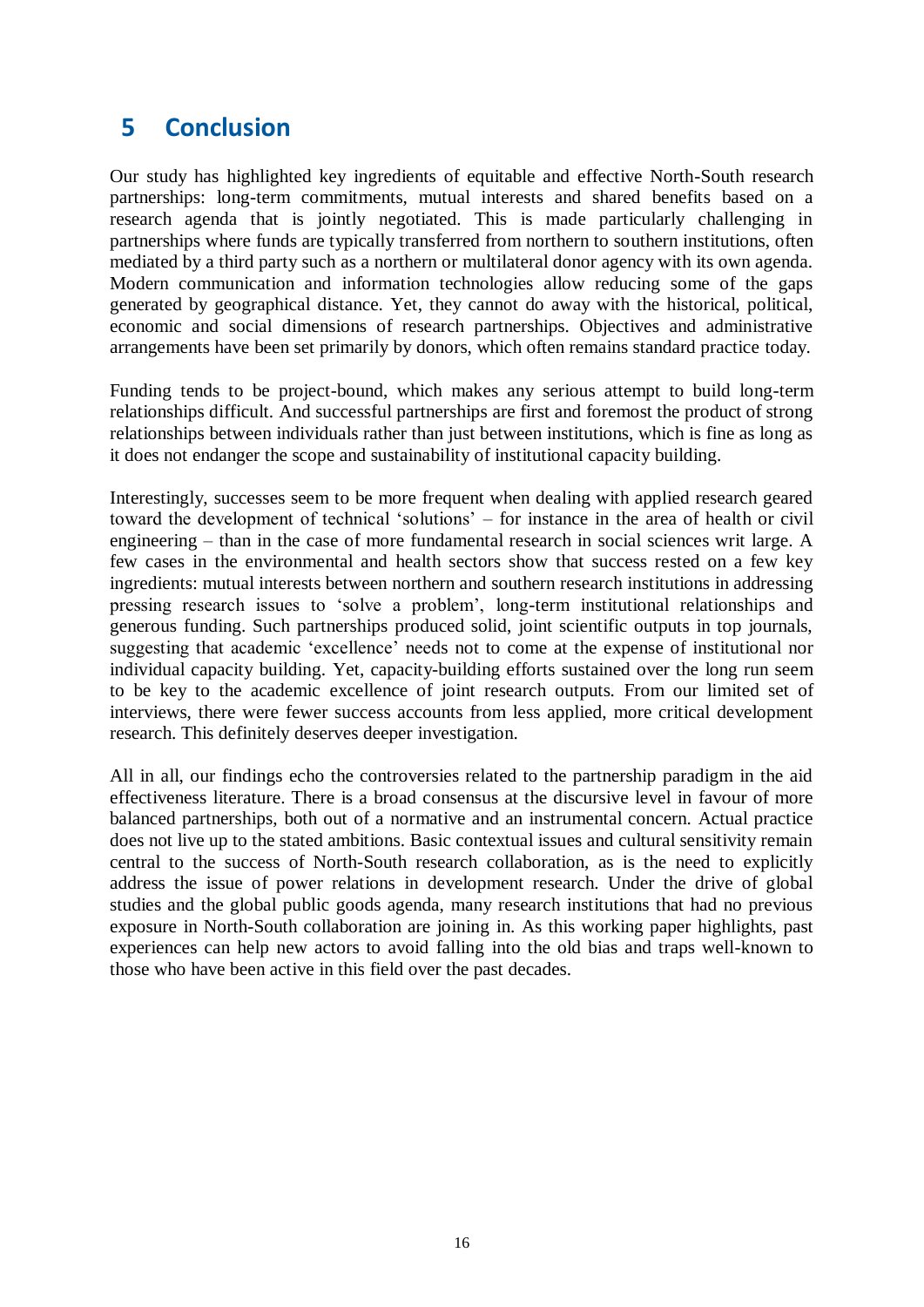# 5 Conclusion

Our study has highlighted key ingredients of equitable and effective North-South research partnerships: long-term commitments, mutual interests and shared benefits based on a research agenda that is jointly negotiated. This is made particularly challenging in partnerships where funds are typically transferred from northern to southern institutions, often mediated by a third party such as a northern or multilateral donor agency with its own agenda. Modern communication and information technologies allow reducing some of the gaps generated by geographical distance. Yet, they cannot do away with the historical, political, economic and social dimensions of research partnerships. Objectives and administrative arrangements have been set primarily by donors, which often remains standard practice today.

Funding tends to be project-bound, which makes any serious attempt to build long-term relationships difficult. And successful partnerships are first and foremost the product of strong relationships between individuals rather than just between institutions, which is fine as long as it does not endanger the scope and sustainability of institutional capacity building.

Interestingly, successes seem to be more frequent when dealing with applied research geared toward the development of technical 'solutions' – for instance in the area of health or civil engineering – than in the case of more fundamental research in social sciences writ large. A few cases in the environmental and health sectors show that success rested on a few key ingredients: mutual interests between northern and southern research institutions in addressing pressing research issues to 'solve a problem', long-term institutional relationships and generous funding. Such partnerships produced solid, joint scientific outputs in top journals, suggesting that academic 'excellence' needs not to come at the expense of institutional nor individual capacity building. Yet, capacity-building efforts sustained over the long run seem to be key to the academic excellence of joint research outputs. From our limited set of interviews, there were fewer success accounts from less applied, more critical development research. This definitely deserves deeper investigation.

All in all, our findings echo the controversies related to the partnership paradigm in the aid effectiveness literature. There is a broad consensus at the discursive level in favour of more balanced partnerships, both out of a normative and an instrumental concern. Actual practice does not live up to the stated ambitions. Basic contextual issues and cultural sensitivity remain central to the success of North-South research collaboration, as is the need to explicitly address the issue of power relations in development research. Under the drive of global studies and the global public goods agenda, many research institutions that had no previous exposure in North-South collaboration are joining in. As this working paper highlights, past experiences can help new actors to avoid falling into the old bias and traps well-known to those who have been active in this field over the past decades.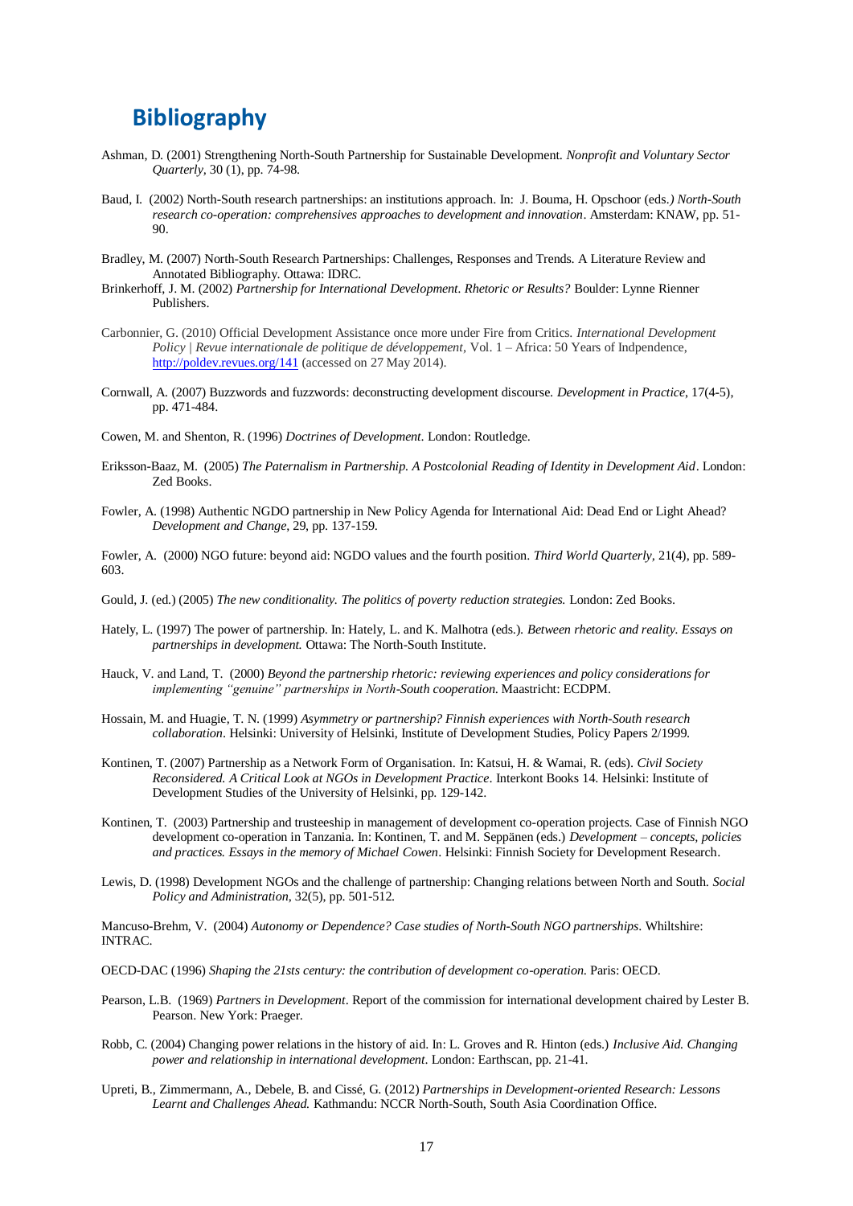# Bibliography

Ashman, D. (2001) Strengthening North-South Partnership for Sustainable Development. *Nonprofit and Voluntary Sector Quarterly*, 30 (1), pp. 74-98.

Baud, I. (2002) North-South research partnerships: an institutions approach. In: J. Bouma, H. Opschoor (eds.*) North-South research co-operation: comprehensives approaches to development and innovation*. Amsterdam: KNAW, pp. 51-90.

Bradley, M. (2007) North-South Research Partnerships: Challenges, Responses and Trends. A Literature Review and Annotated Bibliography. Ottawa: IDRC.

Brinkerhoff, J. M. (2002) *Partnership for International Development. Rhetoric or Results?* Boulder: Lynne Rienner Publishers.

Carbonnier, G. (2010) Official Development Assistance once more under Fire from Critics. *International Development Policy | Revue internationale de politique de développement*, Vol. 1 – Africa: 50 Years of Indpendence, http://poldev.revues.org/141 (accessed on 27 May 2014).

Cornwall, A. (2007) Buzzwords and fuzzwords: deconstructing development discourse. *Development in Practice*, 17(4-5), pp. 471-484.

Cowen, M. and Shenton, R. (1996) *Doctrines of Development*. London: Routledge.

Eriksson-Baaz, M. (2005) *The Paternalism in Partnership. A Postcolonial Reading of Identity in Development Aid*. London: Zed Books.

Fowler, A. (1998) Authentic NGDO partnership in New Policy Agenda for International Aid: Dead End or Light Ahead? *Development and Change*, 29, pp. 137-159.

Fowler, A. (2000) NGO future: beyond aid: NGDO values and the fourth position. *Third World Quarterly*, 21(4), pp. 589-603.

Gould, J. (ed.) (2005) *The new conditionality. The politics of poverty reduction strategies.* London: Zed Books.

Hately, L. (1997) The power of partnership. In: Hately, L. and K. Malhotra (eds.). *Between rhetoric and reality. Essays on partnerships in development.* Ottawa: The North-South Institute.

Hauck, V. and Land, T. (2000) *Beyond the partnership rhetoric: reviewing experiences and policy considerations for implementing "genuine" partnerships in North-South cooperation.* Maastricht: ECDPM.

Hossain, M. and Huagie, T. N. (1999) *Asymmetry or partnership? Finnish experiences with North-South research collaboration*. Helsinki: University of Helsinki, Institute of Development Studies, Policy Papers 2/1999.

Kontinen, T. (2007) Partnership as a Network Form of Organisation. In: Katsui, H. & Wamai, R. (eds). *Civil Society Reconsidered. A Critical Look at NGOs in Development Practice*. Interkont Books 14. Helsinki: Institute of Development Studies of the University of Helsinki, pp. 129-142.

Kontinen, T. (2003) Partnership and trusteeship in management of development co-operation projects. Case of Finnish NGO development co-operation in Tanzania. In: Kontinen, T. and M. Seppänen (eds.) *Development – concepts, policies and practices. Essays in the memory of Michael Cowen*. Helsinki: Finnish Society for Development Research.

Lewis, D. (1998) Development NGOs and the challenge of partnership: Changing relations between North and South. *Social Policy and Administration*, 32(5), pp. 501-512.

Mancuso-Brehm, V. (2004) *Autonomy or Dependence? Case studies of North-South NGO partnerships*. Whiltshire: INTRAC.

OECD-DAC (1996) *Shaping the 21sts century: the contribution of development co-operation.* Paris: OECD.

Pearson, L.B. (1969) *Partners in Development*. Report of the commission for international development chaired by Lester B. Pearson. New York: Praeger.

Robb, C. (2004) Changing power relations in the history of aid. In: L. Groves and R. Hinton (eds.) *Inclusive Aid. Changing power and relationship in international development*. London: Earthscan, pp. 21-41.

Upreti, B., Zimmermann, A., Debele, B. and Cissé, G. (2012) *Partnerships in Development-oriented Research: Lessons Learnt and Challenges Ahead.* Kathmandu: NCCR North-South, South Asia Coordination Office.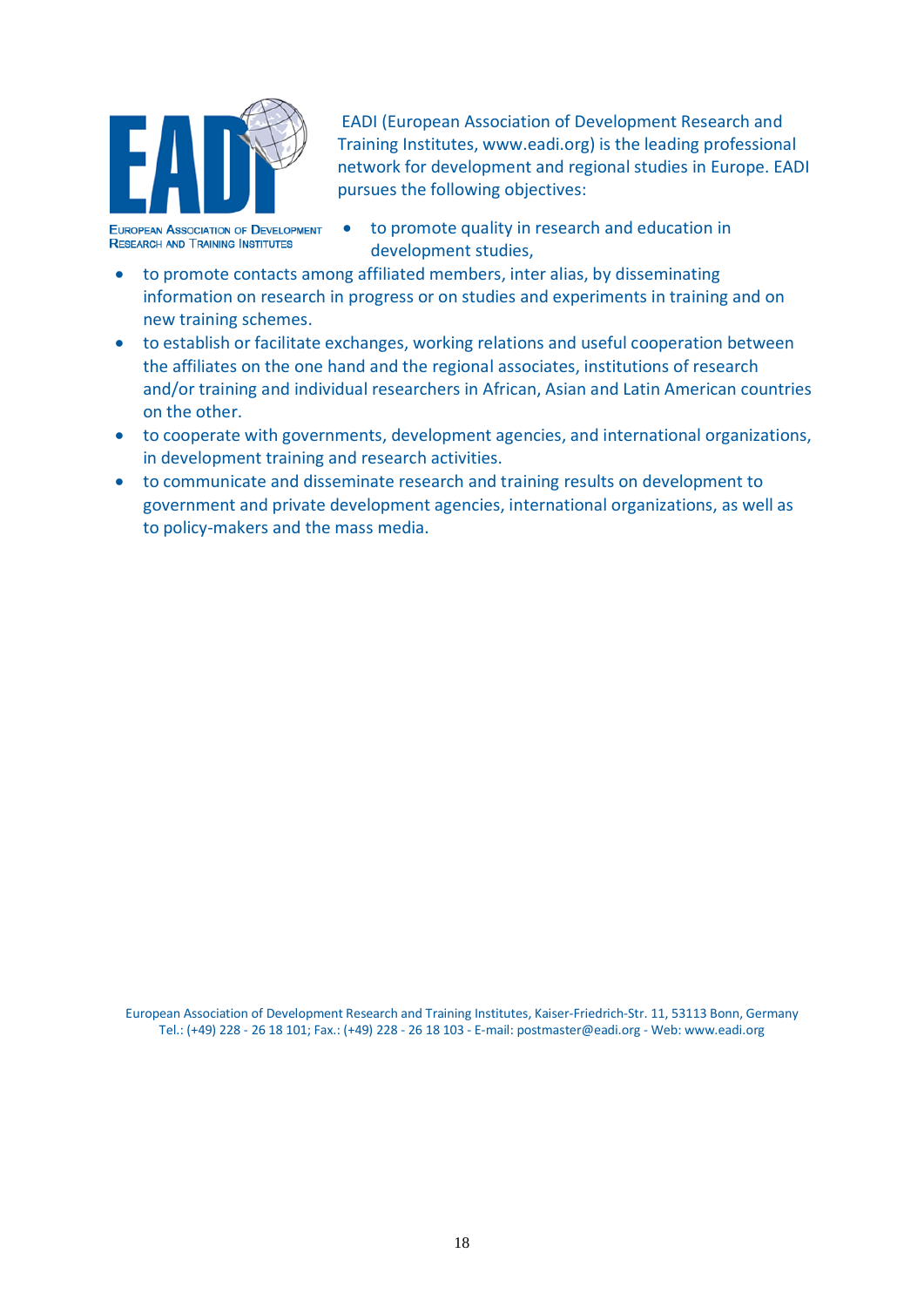EUROPEAN ASSOCIATION OF DEVELOPMENT RESEARCH AND TRAINING INSTITUTES

EADI (European Association of Development Research and Training Institutes, www.eadi.org) is the leading professional network for development and regional studies in Europe. EADI pursues the following objectives:

- to promote quality in research and education in development studies,
- to promote contacts among affiliated members, inter alias, by disseminating information on research in progress or on studies and experiments in training and on new training schemes.
- to establish or facilitate exchanges, working relations and useful cooperation between the affiliates on the one hand and the regional associates, institutions of research and/or training and individual researchers in African, Asian and Latin American countries on the other.
- to cooperate with governments, development agencies, and international organizations, in development training and research activities.
- to communicate and disseminate research and training results on development to government and private development agencies, international organizations, as well as to policy-makers and the mass media.

European Association of Development Research and Training Institutes, Kaiser-Friedrich-Str. 11, 53113 Bonn, Germany
Tel.: (+49) 228 - 26 18 101; Fax.: (+49) 228 - 26 18 103 - E-mail: postmaster@eadi.org - Web: www.eadi.org